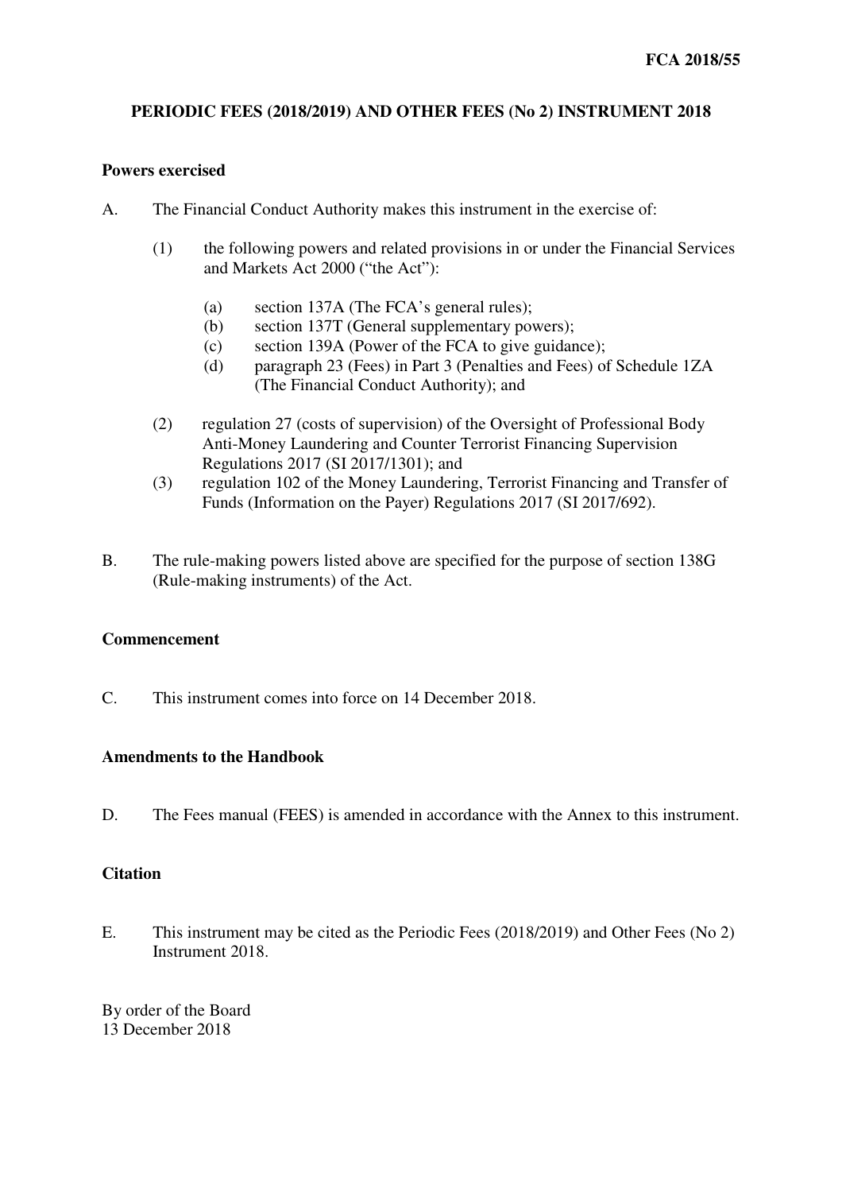**FCA 2018/55**

# PERIODIC FEES (2018/2019) AND OTHER FEES (No 2) INSTRUMENT 2018

## Powers exercised

A. The Financial Conduct Authority makes this instrument in the exercise of:

(1) the following powers and related provisions in or under the Financial Services and Markets Act 2000 ("the Act"):

(a) section 137A (The FCA's general rules);
(b) section 137T (General supplementary powers);
(c) section 139A (Power of the FCA to give guidance);
(d) paragraph 23 (Fees) in Part 3 (Penalties and Fees) of Schedule 1ZA (The Financial Conduct Authority); and

(2) regulation 27 (costs of supervision) of the Oversight of Professional Body Anti-Money Laundering and Counter Terrorist Financing Supervision Regulations 2017 (SI 2017/1301); and

(3) regulation 102 of the Money Laundering, Terrorist Financing and Transfer of Funds (Information on the Payer) Regulations 2017 (SI 2017/692).

B. The rule-making powers listed above are specified for the purpose of section 138G (Rule-making instruments) of the Act.

## Commencement

C. This instrument comes into force on 14 December 2018.

## Amendments to the Handbook

D. The Fees manual (FEES) is amended in accordance with the Annex to this instrument.

## Citation

E. This instrument may be cited as the Periodic Fees (2018/2019) and Other Fees (No 2) Instrument 2018.

By order of the Board
13 December 2018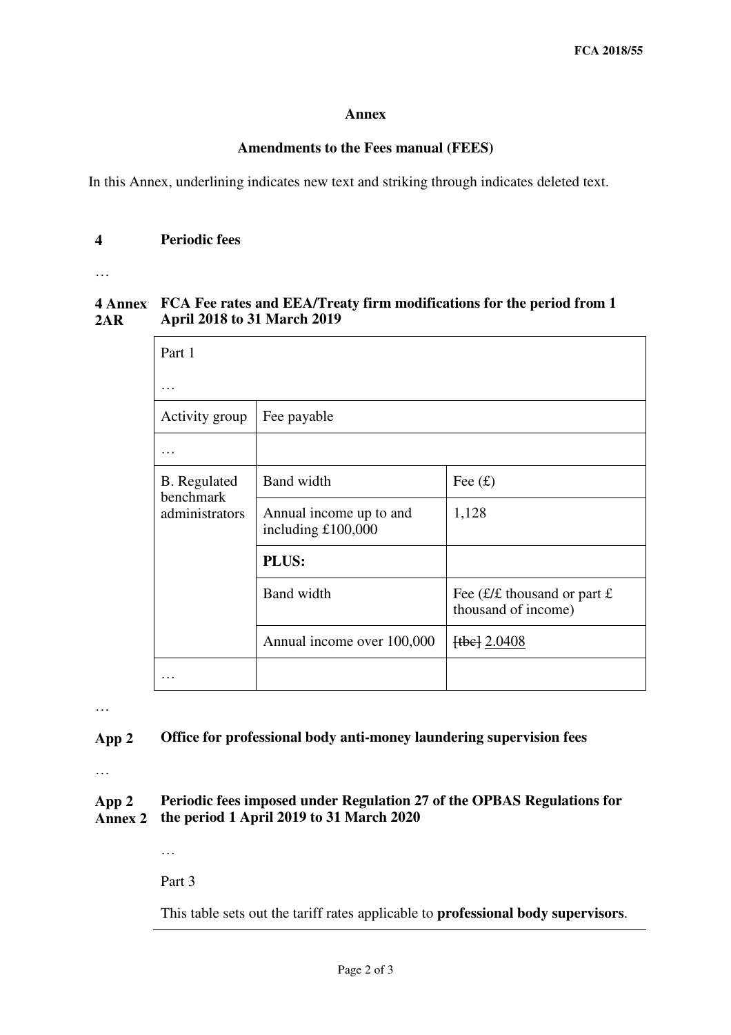**Annex**

**Amendments to the Fees manual (FEES)**

In this Annex, underlining indicates new text and striking through indicates deleted text.

**4 Periodic fees**

…

**4 Annex 2AR FCA Fee rates and EEA/Treaty firm modifications for the period from 1 April 2018 to 31 March 2019**

| Part 1 | | |
|---|---|---|
| … | | |
| Activity group | Fee payable | |
| … | | |
| B. Regulated benchmark administrators | Band width | Fee (£) |
| | Annual income up to and including £100,000 | 1,128 |
| | **PLUS:** | |
| | Band width | Fee (£/£ thousand or part £ thousand of income) |
| | Annual income over 100,000 | ~~[tbc]~~ <u>2.0408</u> |
| … | | |

…

**App 2 Office for professional body anti-money laundering supervision fees**

…

**App 2 Annex 2 Periodic fees imposed under Regulation 27 of the OPBAS Regulations for the period 1 April 2019 to 31 March 2020**

…

Part 3

This table sets out the tariff rates applicable to **professional body supervisors**.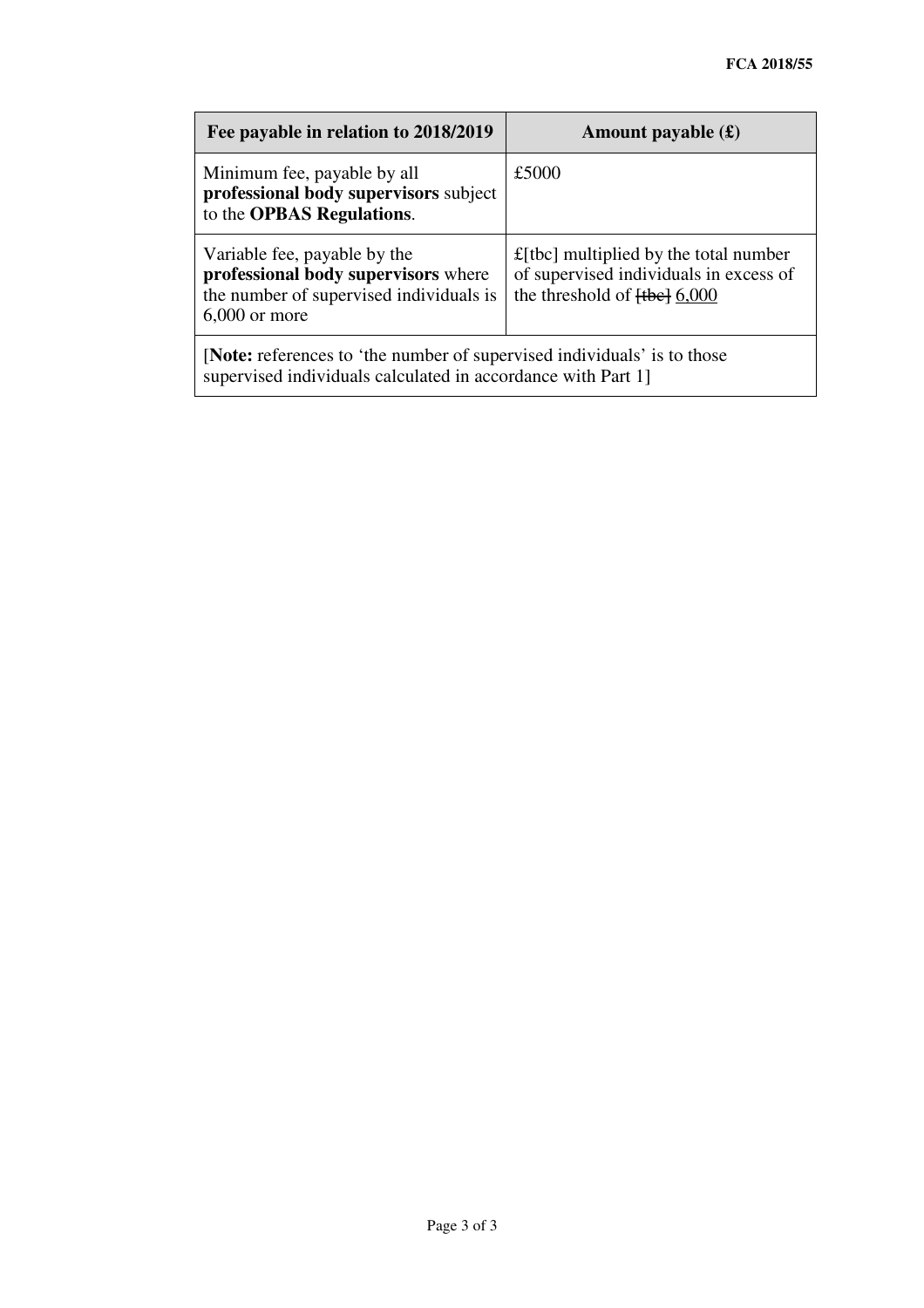| Fee payable in relation to 2018/2019 | Amount payable (£) |
|---|---|
| Minimum fee, payable by all **professional body supervisors** subject to the **OPBAS Regulations**. | £5000 |
| Variable fee, payable by the **professional body supervisors** where the number of supervised individuals is 6,000 or more | £[tbc] multiplied by the total number of supervised individuals in excess of the threshold of ~~[tbc]~~ 6,000 |
| [**Note:** references to 'the number of supervised individuals' is to those supervised individuals calculated in accordance with Part 1] | |